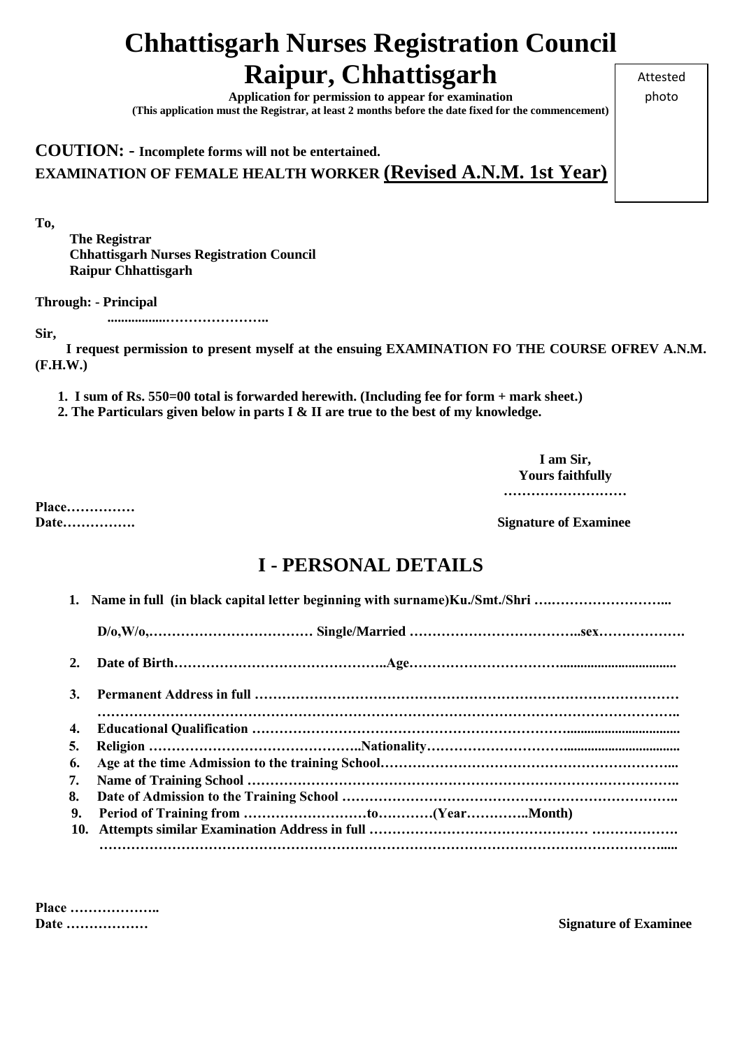# Chhattisgarh Nurses Registration Council

# Raipur, Chhattisgarh

Attested photo

**Application for permission to appear for examination**

**(This application must the Registrar, at least 2 months before the date fixed for the commencement)**

**COUTION: - Incomplete forms will not be entertained.**

**EXAMINATION OF FEMALE HEALTH WORKER (Revised A.N.M. 1st Year)**

**To,**

**The Registrar**
**Chhattisgarh Nurses Registration Council**
**Raipur Chhattisgarh**

**Through: - Principal**

**.................…………………..**

**Sir,**

**I request permission to present myself at the ensuing EXAMINATION FO THE COURSE OFREV A.N.M. (F.H.W.)**

1. **I sum of Rs. 550=00 total is forwarded herewith. (Including fee for form + mark sheet.)**
2. **The Particulars given below in parts I & II are true to the best of my knowledge.**

**I am Sir,**
**Yours faithfully**
**………………………**

**Place……………**
**Date…………….**

**Signature of Examinee**

## I - PERSONAL DETAILS

1. **Name in full (in black capital letter beginning with surname)Ku./Smt./Shri ….……………………...**

   **D/o,W/o,……………………………… Single/Married ………………………………..sex……………….**

2. **Date of Birth………………………………………..Age…………………………..................................**
3. **Permanent Address in full ………………………………………………………………………………**
   **………………………………………………………………………………………………………….**
4. **Educational Qualification ……….……………………………………………………….................................**
5. **Religion ………………………………………..Nationality………………………..................................**
6. **Age at the time Admission to the training School……………………………………………………...**
7. **Name of Training School ………………………………………………………………………………..**
8. **Date of Admission to the Training School ….…………………………………………………………..**
9. **Period of Training from ………………………to…………(Year…………..Month)**
10. **Attempts similar Examination Address in full ………………………………………… ……………….**
    **………………………………………………………………………………………………………......**

**Place ………………..**
**Date ………………**

**Signature of Examinee**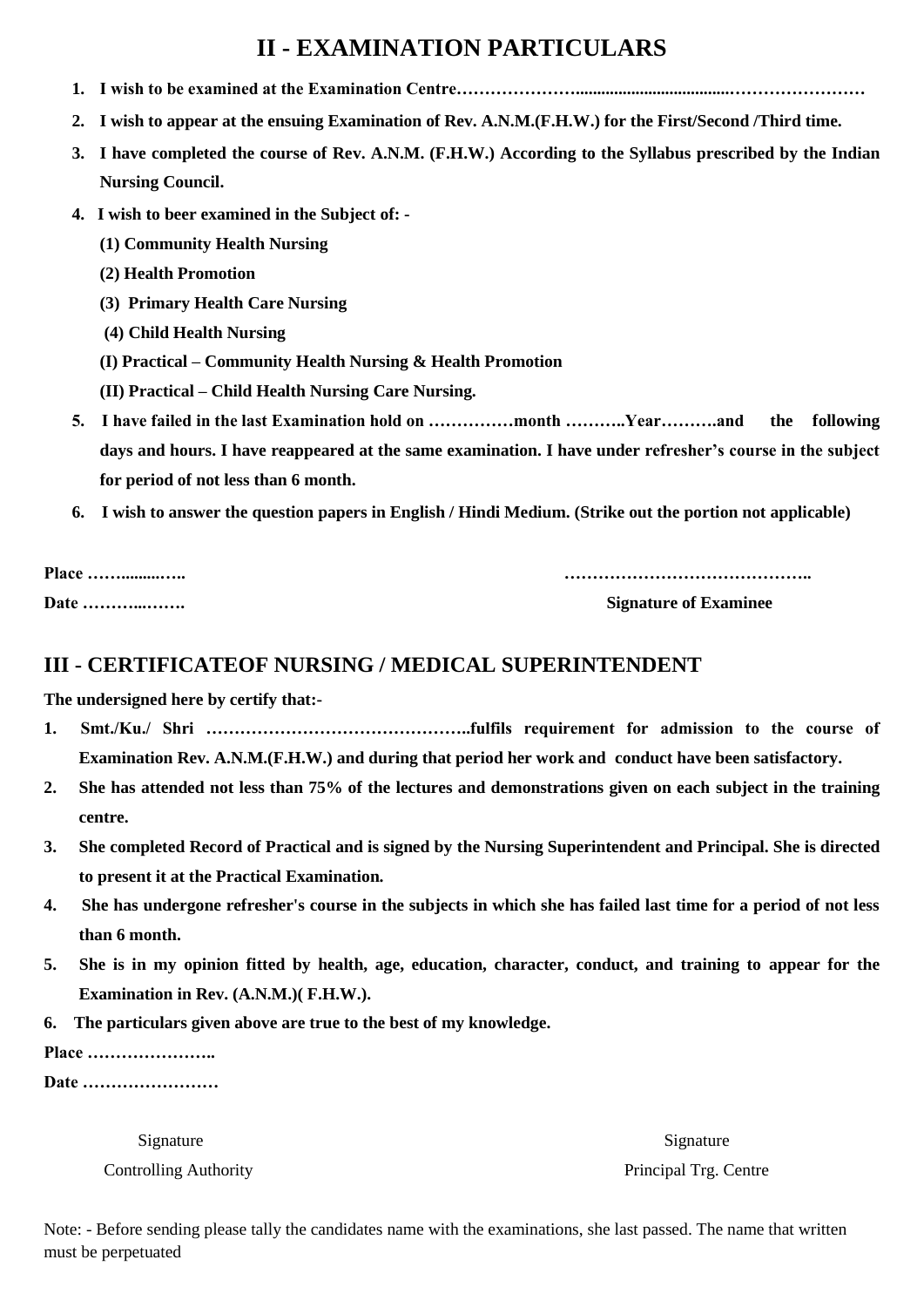# II - EXAMINATION PARTICULARS

1. **I wish to be examined at the Examination Centre…………………....................................……………………**
2. **I wish to appear at the ensuing Examination of Rev. A.N.M.(F.H.W.) for the First/Second /Third time.**
3. **I have completed the course of Rev. A.N.M. (F.H.W.) According to the Syllabus prescribed by the Indian Nursing Council.**
4. **I wish to beer examined in the Subject of: -**
   **(1) Community Health Nursing**
   **(2) Health Promotion**
   **(3) Primary Health Care Nursing**
   **(4) Child Health Nursing**
   **(I) Practical – Community Health Nursing & Health Promotion**
   **(II) Practical – Child Health Nursing Care Nursing.**
5. **I have failed in the last Examination hold on ……………month ………..Year……….and the following days and hours. I have reappeared at the same examination. I have under refresher's course in the subject for period of not less than 6 month.**
6. **I wish to answer the question papers in English / Hindi Medium. (Strike out the portion not applicable)**

**Place ……........…..**
**Date ………..…….**

**……………………………………..**
**Signature of Examinee**

## III - CERTIFICATEOF NURSING / MEDICAL SUPERINTENDENT

**The undersigned here by certify that:-**

1. **Smt./Ku./ Shri ………………………………………..fulfils requirement for admission to the course of Examination Rev. A.N.M.(F.H.W.) and during that period her work and conduct have been satisfactory.**
2. **She has attended not less than 75% of the lectures and demonstrations given on each subject in the training centre.**
3. **She completed Record of Practical and is signed by the Nursing Superintendent and Principal. She is directed to present it at the Practical Examination.**
4. **She has undergone refresher's course in the subjects in which she has failed last time for a period of not less than 6 month.**
5. **She is in my opinion fitted by health, age, education, character, conduct, and training to appear for the Examination in Rev. (A.N.M.)( F.H.W.).**
6. **The particulars given above are true to the best of my knowledge.**

**Place …………………..**
**Date ……………………**

Signature
Controlling Authority

Signature
Principal Trg. Centre

Note: - Before sending please tally the candidates name with the examinations, she last passed. The name that written must be perpetuated